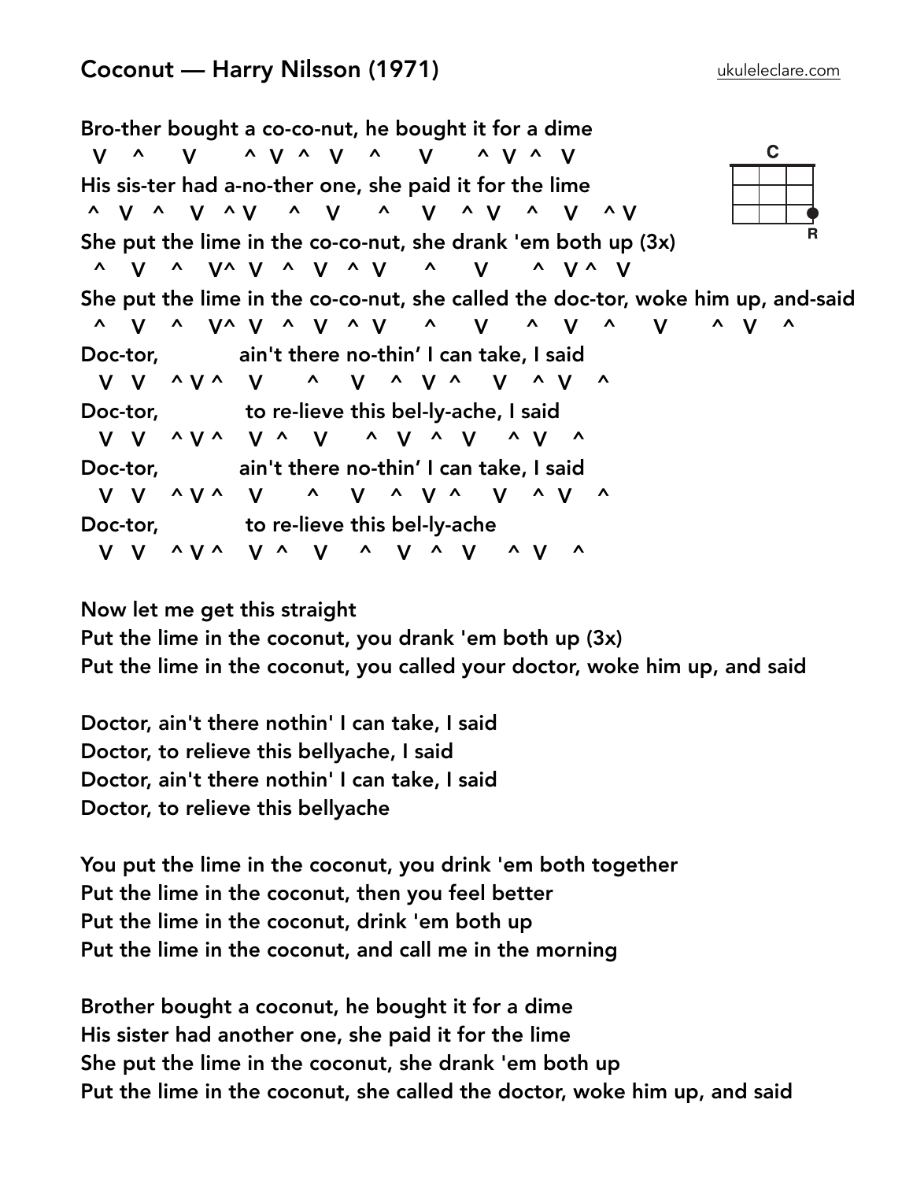# Coconut — Harry Nilsson (1971)

ukuleleclare.com

C

R

```
Bro-ther bought a co-co-nut, he bought it for a dime
 V   ^    V     ^ V  ^  V   ^     V     ^ V  ^  V
His sis-ter had a-no-ther one, she paid it for the lime
 ^  V  ^   V  ^ V    ^   V     ^    V   ^ V   ^   V   ^ V
She put the lime in the co-co-nut, she drank 'em both up (3x)
 ^   V   ^   V^  V  ^  V  ^  V    ^     V      ^  V ^  V
She put the lime in the co-co-nut, she called the doc-tor, woke him up, and-said
 ^   V   ^   V^  V  ^  V  ^  V    ^     V     ^   V   ^     V     ^  V   ^
Doc-tor,           ain't there no-thin' I can take, I said
  V  V   ^ V ^   V      ^    V   ^  V ^    V   ^ V   ^
Doc-tor,            to re-lieve this bel-ly-ache, I said
  V  V   ^ V ^   V ^   V     ^  V  ^  V    ^ V   ^
Doc-tor,           ain't there no-thin' I can take, I said
  V  V   ^ V ^   V      ^    V   ^  V ^    V   ^ V   ^
Doc-tor,            to re-lieve this bel-ly-ache
  V  V   ^ V ^   V ^   V    ^   V  ^  V    ^ V   ^
```

Now let me get this straight
Put the lime in the coconut, you drank 'em both up (3x)
Put the lime in the coconut, you called your doctor, woke him up, and said

Doctor, ain't there nothin' I can take, I said
Doctor, to relieve this bellyache, I said
Doctor, ain't there nothin' I can take, I said
Doctor, to relieve this bellyache

You put the lime in the coconut, you drink 'em both together
Put the lime in the coconut, then you feel better
Put the lime in the coconut, drink 'em both up
Put the lime in the coconut, and call me in the morning

Brother bought a coconut, he bought it for a dime
His sister had another one, she paid it for the lime
She put the lime in the coconut, she drank 'em both up
Put the lime in the coconut, she called the doctor, woke him up, and said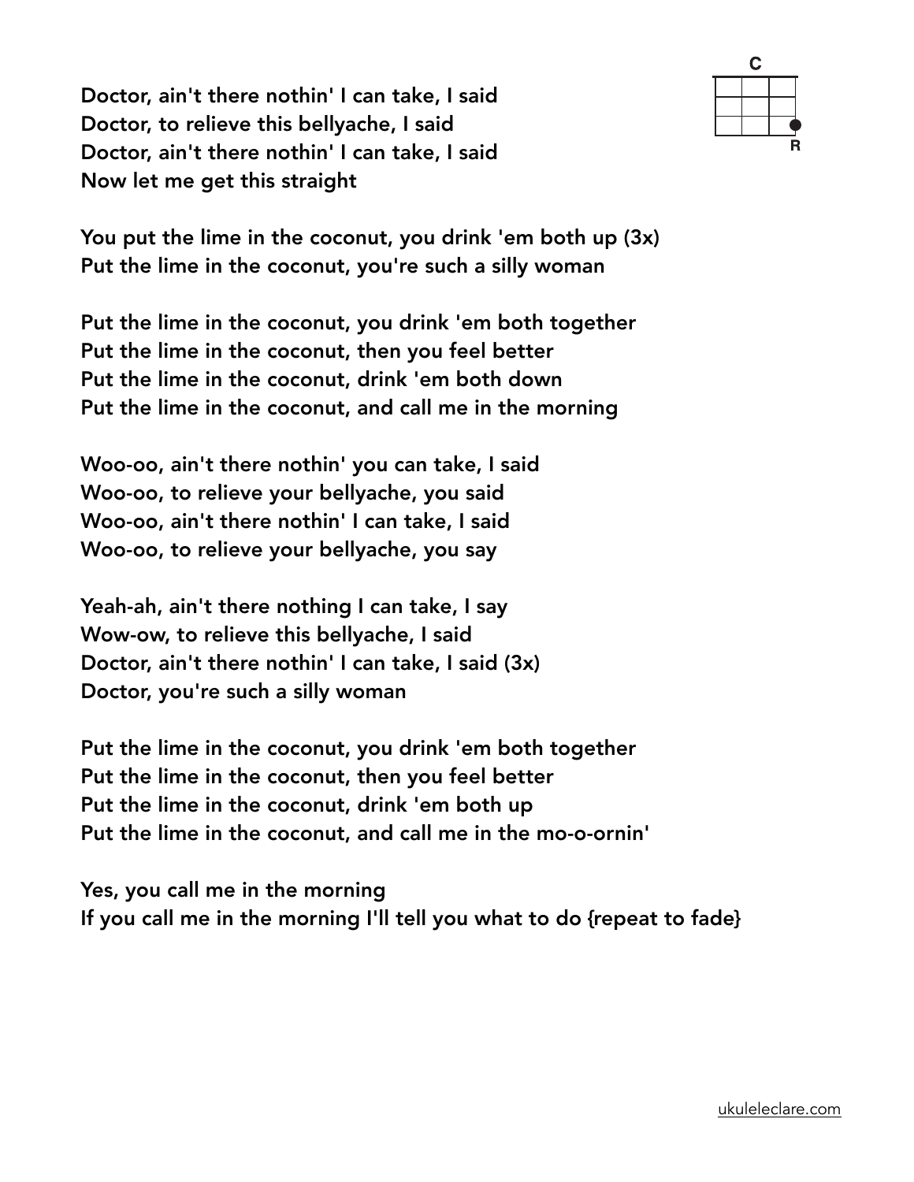Doctor, ain't there nothin' I can take, I said
Doctor, to relieve this bellyache, I said
Doctor, ain't there nothin' I can take, I said
Now let me get this straight

You put the lime in the coconut, you drink 'em both up (3x)
Put the lime in the coconut, you're such a silly woman

Put the lime in the coconut, you drink 'em both together
Put the lime in the coconut, then you feel better
Put the lime in the coconut, drink 'em both down
Put the lime in the coconut, and call me in the morning

Woo-oo, ain't there nothin' you can take, I said
Woo-oo, to relieve your bellyache, you said
Woo-oo, ain't there nothin' I can take, I said
Woo-oo, to relieve your bellyache, you say

Yeah-ah, ain't there nothing I can take, I say
Wow-ow, to relieve this bellyache, I said
Doctor, ain't there nothin' I can take, I said (3x)
Doctor, you're such a silly woman

Put the lime in the coconut, you drink 'em both together
Put the lime in the coconut, then you feel better
Put the lime in the coconut, drink 'em both up
Put the lime in the coconut, and call me in the mo-o-ornin'

Yes, you call me in the morning
If you call me in the morning I'll tell you what to do {repeat to fade}